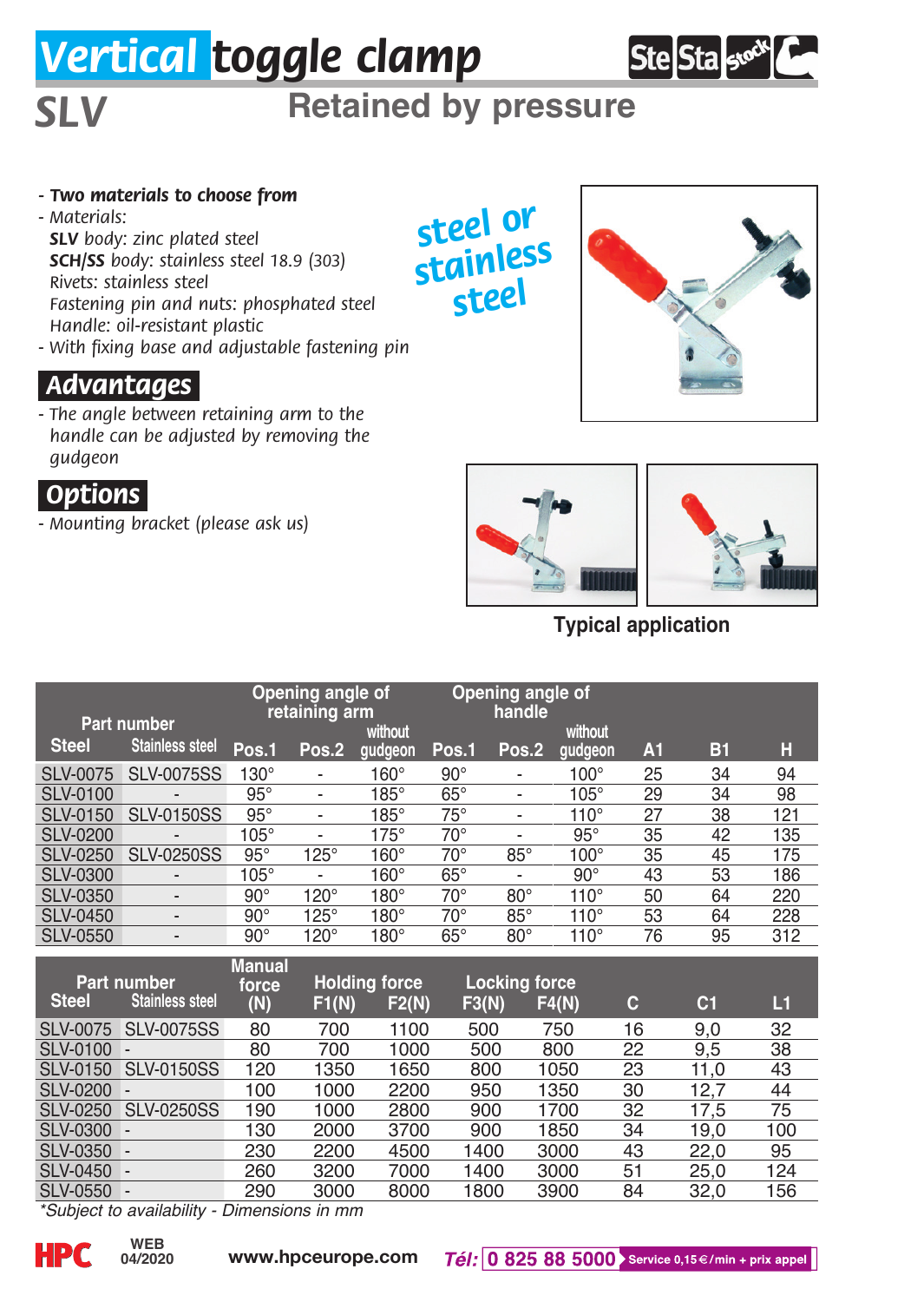# Vertical toggle clamp

## SLV

## Retained by pressure

- **Two materials to choose from**
- Materials:
  **SLV** body: zinc plated steel
  **SCH/SS** body: stainless steel 18.9 (303)
  Rivets: stainless steel
  Fastening pin and nuts: phosphated steel
  Handle: oil-resistant plastic
- With fixing base and adjustable fastening pin

steel or stainless steel

## Advantages

- The angle between retaining arm to the handle can be adjusted by removing the gudgeon

## Options

- Mounting bracket (please ask us)

Typical application

| Part number | | Opening angle of retaining arm | | | Opening angle of handle | | | | | |
|---|---|---|---|---|---|---|---|---|---|---|
| Steel | Stainless steel | Pos.1 | Pos.2 | without gudgeon | Pos.1 | Pos.2 | without gudgeon | A1 | B1 | H |
| SLV-0075 | SLV-0075SS | 130° | - | 160° | 90° | - | 100° | 25 | 34 | 94 |
| SLV-0100 | - | 95° | - | 185° | 65° | - | 105° | 29 | 34 | 98 |
| SLV-0150 | SLV-0150SS | 95° | - | 185° | 75° | - | 110° | 27 | 38 | 121 |
| SLV-0200 | - | 105° | - | 175° | 70° | - | 95° | 35 | 42 | 135 |
| SLV-0250 | SLV-0250SS | 95° | 125° | 160° | 70° | 85° | 100° | 35 | 45 | 175 |
| SLV-0300 | - | 105° | - | 160° | 65° | - | 90° | 43 | 53 | 186 |
| SLV-0350 | - | 90° | 120° | 180° | 70° | 80° | 110° | 50 | 64 | 220 |
| SLV-0450 | - | 90° | 125° | 180° | 70° | 85° | 110° | 53 | 64 | 228 |
| SLV-0550 | - | 90° | 120° | 180° | 65° | 80° | 110° | 76 | 95 | 312 |

| Part number | | Manual force | Holding force | | Locking force | | | | |
|---|---|---|---|---|---|---|---|---|---|
| Steel | Stainless steel | (N) | F1(N) | F2(N) | F3(N) | F4(N) | C | C1 | L1 |
| SLV-0075 | SLV-0075SS | 80 | 700 | 1100 | 500 | 750 | 16 | 9,0 | 32 |
| SLV-0100 | - | 80 | 700 | 1000 | 500 | 800 | 22 | 9,5 | 38 |
| SLV-0150 | SLV-0150SS | 120 | 1350 | 1650 | 800 | 1050 | 23 | 11,0 | 43 |
| SLV-0200 | - | 100 | 1000 | 2200 | 950 | 1350 | 30 | 12,7 | 44 |
| SLV-0250 | SLV-0250SS | 190 | 1000 | 2800 | 900 | 1700 | 32 | 17,5 | 75 |
| SLV-0300 | - | 130 | 2000 | 3700 | 900 | 1850 | 34 | 19,0 | 100 |
| SLV-0350 | - | 230 | 2200 | 4500 | 1400 | 3000 | 43 | 22,0 | 95 |
| SLV-0450 | - | 260 | 3200 | 7000 | 1400 | 3000 | 51 | 25,0 | 124 |
| SLV-0550 | - | 290 | 3000 | 8000 | 1800 | 3900 | 84 | 32,0 | 156 |

*Subject to availability - Dimensions in mm

WEB 04/2020 www.hpceurope.com Tél: 0 825 88 5000 Service 0,15 €/min + prix appel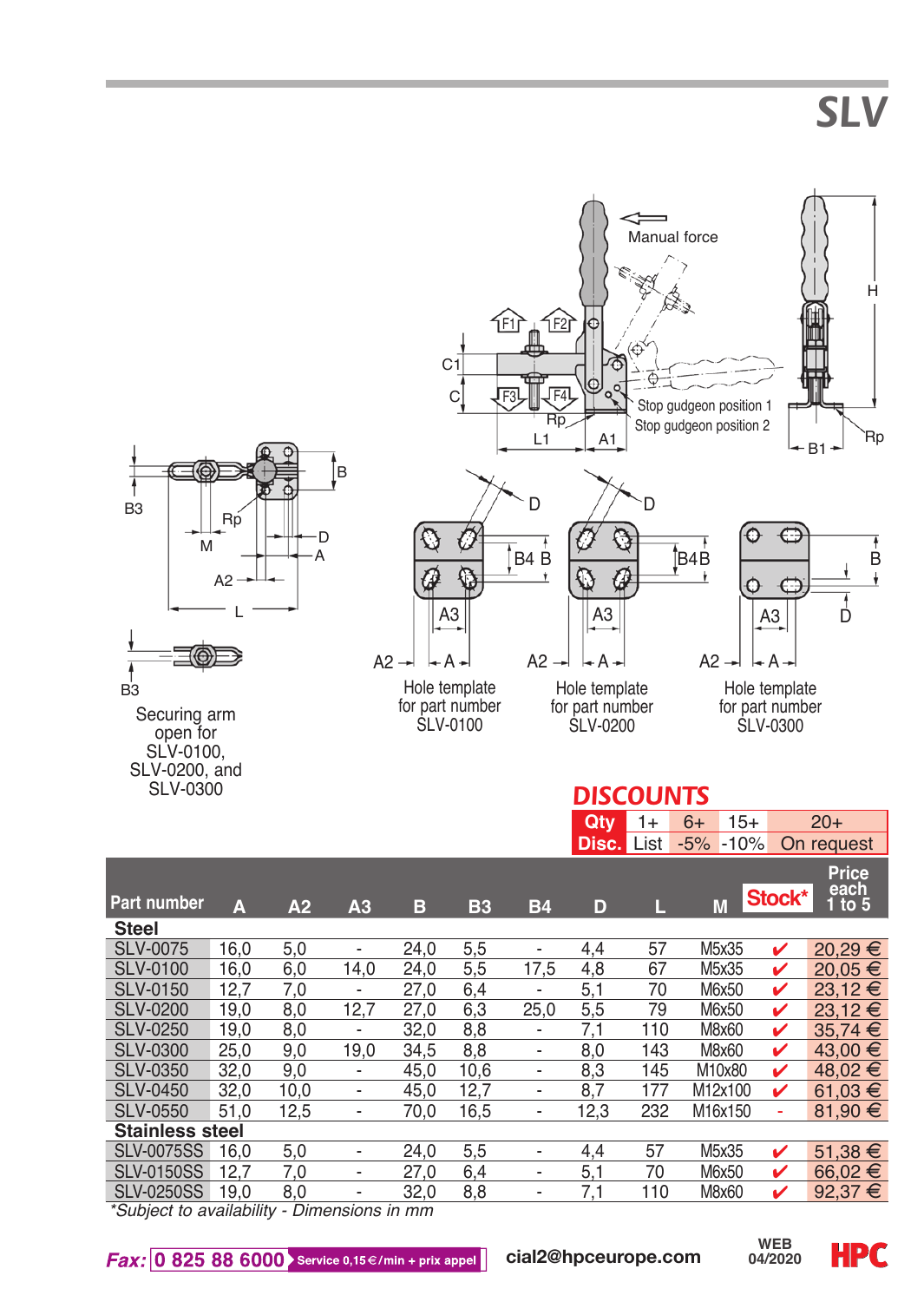# SLV

Manual force

Stop gudgeon position 1

Stop gudgeon position 2

Securing arm open for SLV-0100, SLV-0200, and SLV-0300

Hole template for part number SLV-0100

Hole template for part number SLV-0200

Hole template for part number SLV-0300

## DISCOUNTS

| Qty | 1+ | 6+ | 15+ | 20+ |
|---|---|---|---|---|
| Disc. | List | -5% | -10% | On request |

| Part number | A | A2 | A3 | B | B3 | B4 | D | L | M | Stock* | Price each 1 to 5 |
|---|---|---|---|---|---|---|---|---|---|---|---|
| **Steel** | | | | | | | | | | | |
| SLV-0075 | 16,0 | 5,0 | - | 24,0 | 5,5 | - | 4,4 | 57 | M5x35 | ✔ | 20,29 € |
| SLV-0100 | 16,0 | 6,0 | 14,0 | 24,0 | 5,5 | 17,5 | 4,8 | 67 | M5x35 | ✔ | 20,05 € |
| SLV-0150 | 12,7 | 7,0 | - | 27,0 | 6,4 | - | 5,1 | 70 | M6x50 | ✔ | 23,12 € |
| SLV-0200 | 19,0 | 8,0 | 12,7 | 27,0 | 6,3 | 25,0 | 5,5 | 79 | M6x50 | ✔ | 23,12 € |
| SLV-0250 | 19,0 | 8,0 | - | 32,0 | 8,8 | - | 7,1 | 110 | M8x60 | ✔ | 35,74 € |
| SLV-0300 | 25,0 | 9,0 | 19,0 | 34,5 | 8,8 | - | 8,0 | 143 | M8x60 | ✔ | 43,00 € |
| SLV-0350 | 32,0 | 9,0 | - | 45,0 | 10,6 | - | 8,3 | 145 | M10x80 | ✔ | 48,02 € |
| SLV-0450 | 32,0 | 10,0 | - | 45,0 | 12,7 | - | 8,7 | 177 | M12x100 | ✔ | 61,03 € |
| SLV-0550 | 51,0 | 12,5 | - | 70,0 | 16,5 | - | 12,3 | 232 | M16x150 | - | 81,90 € |
| **Stainless steel** | | | | | | | | | | | |
| SLV-0075SS | 16,0 | 5,0 | - | 24,0 | 5,5 | - | 4,4 | 57 | M5x35 | ✔ | 51,38 € |
| SLV-0150SS | 12,7 | 7,0 | - | 27,0 | 6,4 | - | 5,1 | 70 | M6x50 | ✔ | 66,02 € |
| SLV-0250SS | 19,0 | 8,0 | - | 32,0 | 8,8 | - | 7,1 | 110 | M8x60 | ✔ | 92,37 € |

*\*Subject to availability - Dimensions in mm*

**Fax:** 0 825 88 6000 Service 0,15 €/min + prix appel — cial2@hpceurope.com — WEB 04/2020 — HPC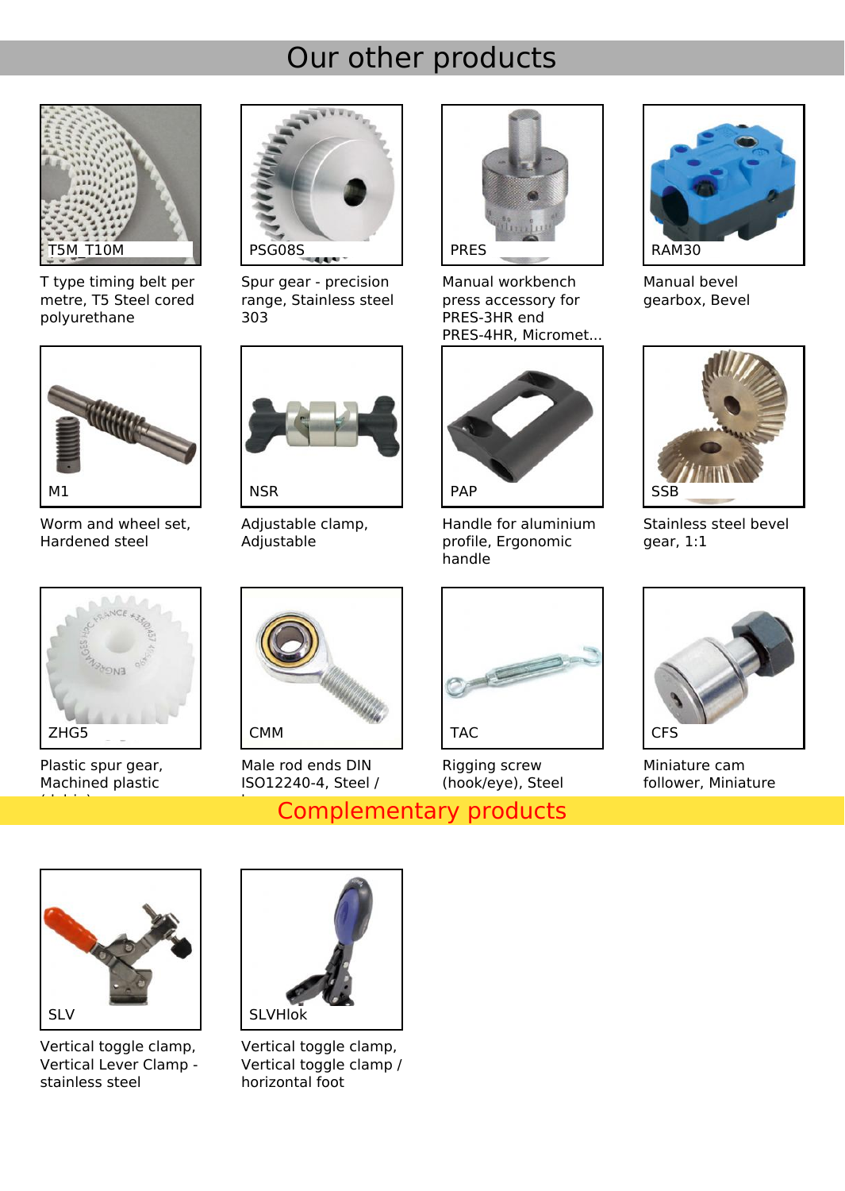# Our other products

T5M_T10M

T type timing belt per metre, T5 Steel cored polyurethane

PSG08S

Spur gear - precision range, Stainless steel 303

PRES

Manual workbench press accessory for PRES-3HR end PRES-4HR, Micromet...

RAM30

Manual bevel gearbox, Bevel

M1

Worm and wheel set, Hardened steel

NSR

Adjustable clamp, Adjustable

PAP

Handle for aluminium profile, Ergonomic handle

SSB

Stainless steel bevel gear, 1:1

ZHG5

Plastic spur gear, Machined plastic

CMM

Male rod ends DIN ISO12240-4, Steel /

TAC

Rigging screw (hook/eye), Steel

CFS

Miniature cam follower, Miniature

# Complementary products

SLV

Vertical toggle clamp, Vertical Lever Clamp - stainless steel

SLVHlok

Vertical toggle clamp, Vertical toggle clamp / horizontal foot